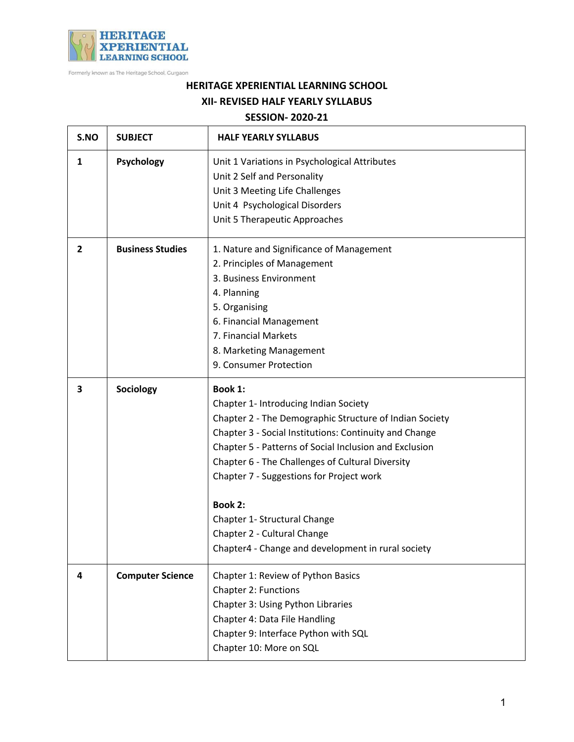HERITAGE XPERIENTIAL LEARNING SCHOOL

Formerly known as The Heritage School, Gurgaon

# HERITAGE XPERIENTIAL LEARNING SCHOOL

## XII- REVISED HALF YEARLY SYLLABUS

## SESSION- 2020-21

| S.NO | SUBJECT | HALF YEARLY SYLLABUS |
|---|---|---|
| 1 | **Psychology** | Unit 1 Variations in Psychological Attributes<br>Unit 2 Self and Personality<br>Unit 3 Meeting Life Challenges<br>Unit 4 Psychological Disorders<br>Unit 5 Therapeutic Approaches |
| 2 | **Business Studies** | 1. Nature and Significance of Management<br>2. Principles of Management<br>3. Business Environment<br>4. Planning<br>5. Organising<br>6. Financial Management<br>7. Financial Markets<br>8. Marketing Management<br>9. Consumer Protection |
| 3 | **Sociology** | **Book 1:**<br>Chapter 1- Introducing Indian Society<br>Chapter 2 - The Demographic Structure of Indian Society<br>Chapter 3 - Social Institutions: Continuity and Change<br>Chapter 5 - Patterns of Social Inclusion and Exclusion<br>Chapter 6 - The Challenges of Cultural Diversity<br>Chapter 7 - Suggestions for Project work<br><br>**Book 2:**<br>Chapter 1- Structural Change<br>Chapter 2 - Cultural Change<br>Chapter4 - Change and development in rural society |
| 4 | **Computer Science** | Chapter 1: Review of Python Basics<br>Chapter 2: Functions<br>Chapter 3: Using Python Libraries<br>Chapter 4: Data File Handling<br>Chapter 9: Interface Python with SQL<br>Chapter 10: More on SQL |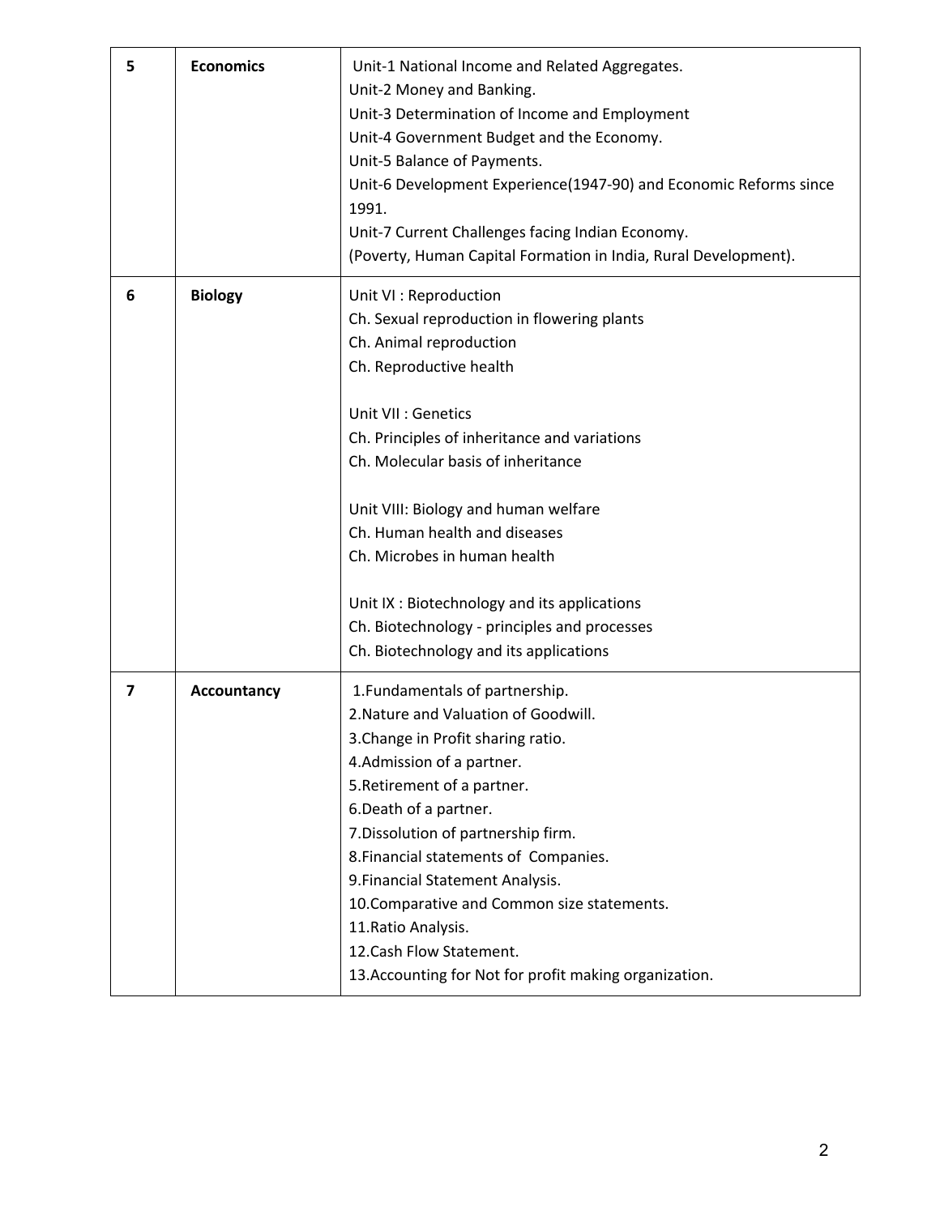| 5 | **Economics** | Unit-1 National Income and Related Aggregates.<br>Unit-2 Money and Banking.<br>Unit-3 Determination of Income and Employment<br>Unit-4 Government Budget and the Economy.<br>Unit-5 Balance of Payments.<br>Unit-6 Development Experience(1947-90) and Economic Reforms since 1991.<br>Unit-7 Current Challenges facing Indian Economy.<br>(Poverty, Human Capital Formation in India, Rural Development). |
|---|---|---|
| 6 | **Biology** | Unit VI : Reproduction<br>Ch. Sexual reproduction in flowering plants<br>Ch. Animal reproduction<br>Ch. Reproductive health<br><br>Unit VII : Genetics<br>Ch. Principles of inheritance and variations<br>Ch. Molecular basis of inheritance<br><br>Unit VIII: Biology and human welfare<br>Ch. Human health and diseases<br>Ch. Microbes in human health<br><br>Unit IX : Biotechnology and its applications<br>Ch. Biotechnology - principles and processes<br>Ch. Biotechnology and its applications |
| 7 | **Accountancy** | 1.Fundamentals of partnership.<br>2.Nature and Valuation of Goodwill.<br>3.Change in Profit sharing ratio.<br>4.Admission of a partner.<br>5.Retirement of a partner.<br>6.Death of a partner.<br>7.Dissolution of partnership firm.<br>8.Financial statements of Companies.<br>9.Financial Statement Analysis.<br>10.Comparative and Common size statements.<br>11.Ratio Analysis.<br>12.Cash Flow Statement.<br>13.Accounting for Not for profit making organization. |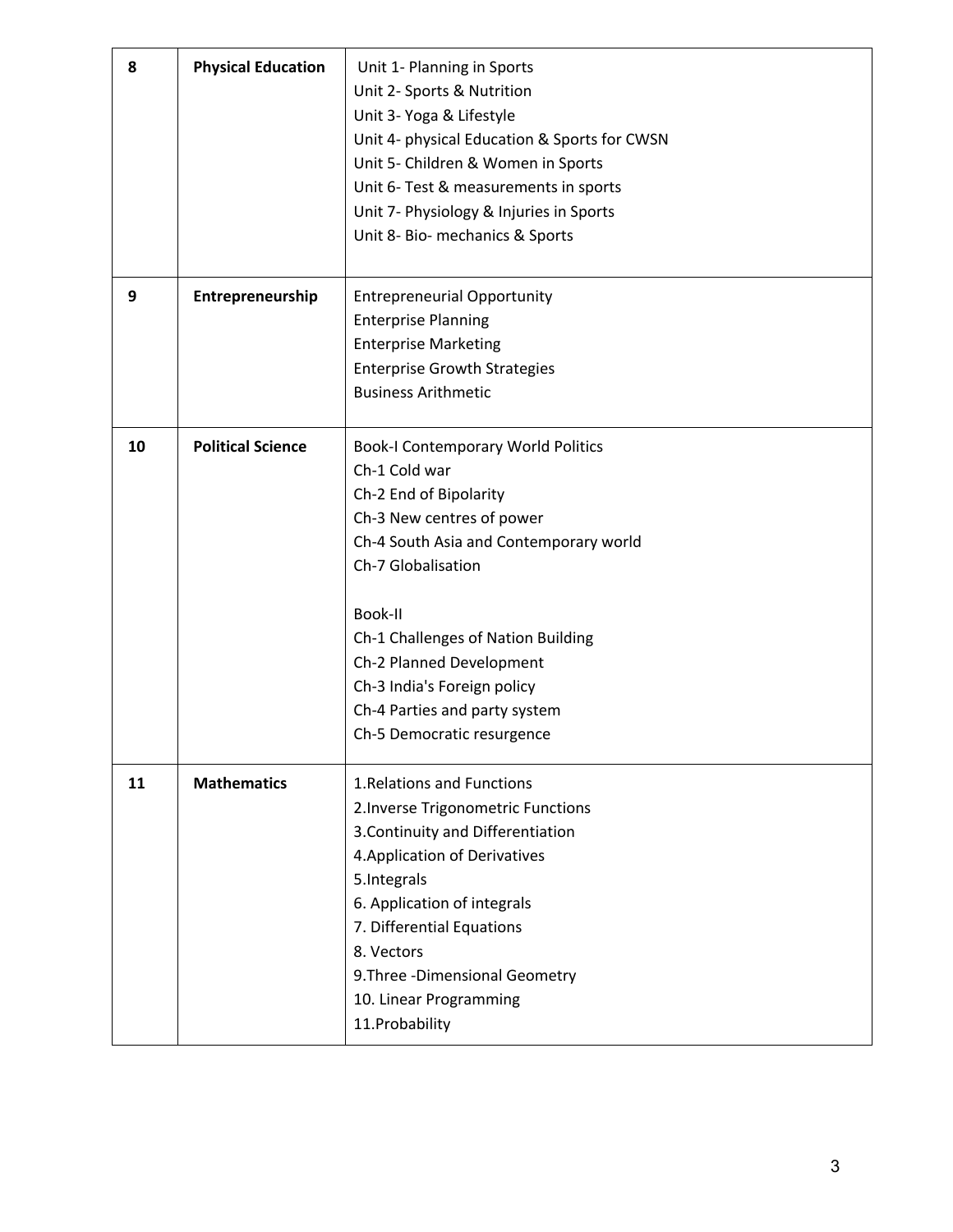| 8 | **Physical Education** | Unit 1- Planning in Sports<br>Unit 2- Sports & Nutrition<br>Unit 3- Yoga & Lifestyle<br>Unit 4- physical Education & Sports for CWSN<br>Unit 5- Children & Women in Sports<br>Unit 6- Test & measurements in sports<br>Unit 7- Physiology & Injuries in Sports<br>Unit 8- Bio- mechanics & Sports |
|---|---|---|
| 9 | **Entrepreneurship** | Entrepreneurial Opportunity<br>Enterprise Planning<br>Enterprise Marketing<br>Enterprise Growth Strategies<br>Business Arithmetic |
| 10 | **Political Science** | Book-I Contemporary World Politics<br>Ch-1 Cold war<br>Ch-2 End of Bipolarity<br>Ch-3 New centres of power<br>Ch-4 South Asia and Contemporary world<br>Ch-7 Globalisation<br><br>Book-II<br>Ch-1 Challenges of Nation Building<br>Ch-2 Planned Development<br>Ch-3 India's Foreign policy<br>Ch-4 Parties and party system<br>Ch-5 Democratic resurgence |
| 11 | **Mathematics** | 1.Relations and Functions<br>2.Inverse Trigonometric Functions<br>3.Continuity and Differentiation<br>4.Application of Derivatives<br>5.Integrals<br>6. Application of integrals<br>7. Differential Equations<br>8. Vectors<br>9.Three -Dimensional Geometry<br>10. Linear Programming<br>11.Probability |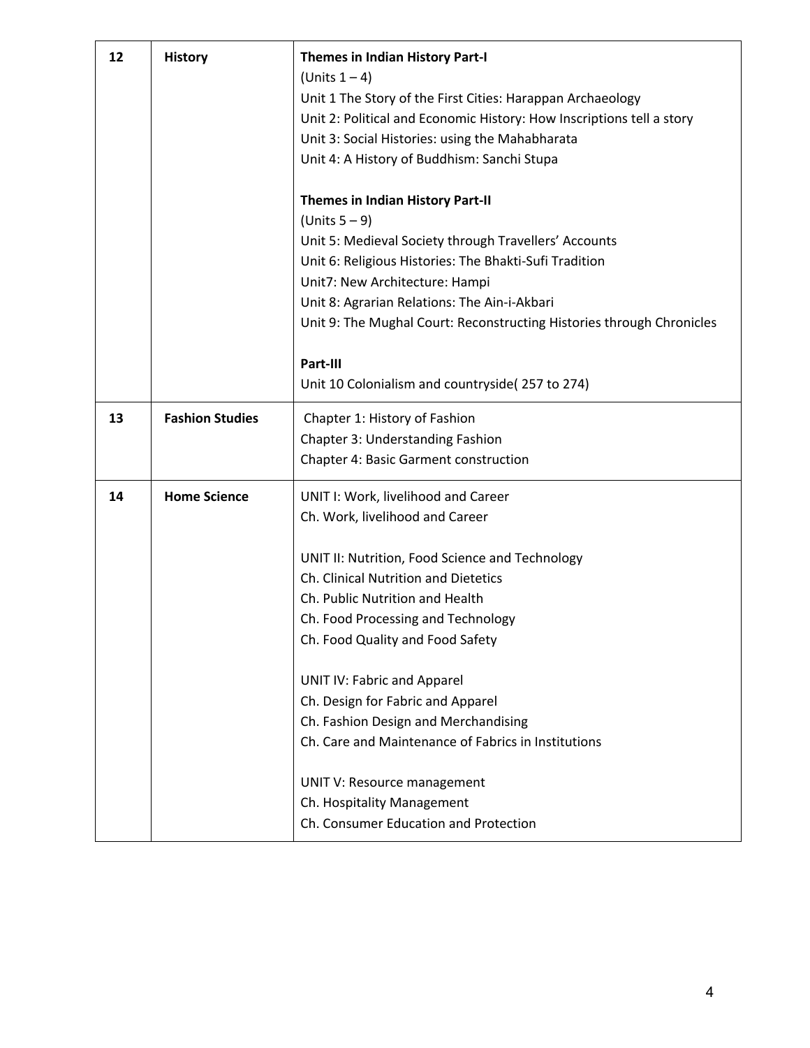| 12 | **History** | **Themes in Indian History Part-I**<br>(Units 1 – 4)<br>Unit 1 The Story of the First Cities: Harappan Archaeology<br>Unit 2: Political and Economic History: How Inscriptions tell a story<br>Unit 3: Social Histories: using the Mahabharata<br>Unit 4: A History of Buddhism: Sanchi Stupa<br><br>**Themes in Indian History Part-II**<br>(Units 5 – 9)<br>Unit 5: Medieval Society through Travellers' Accounts<br>Unit 6: Religious Histories: The Bhakti-Sufi Tradition<br>Unit7: New Architecture: Hampi<br>Unit 8: Agrarian Relations: The Ain-i-Akbari<br>Unit 9: The Mughal Court: Reconstructing Histories through Chronicles<br><br>**Part-III**<br>Unit 10 Colonialism and countryside( 257 to 274) |
|---|---|---|
| 13 | **Fashion Studies** | Chapter 1: History of Fashion<br>Chapter 3: Understanding Fashion<br>Chapter 4: Basic Garment construction |
| 14 | **Home Science** | UNIT I: Work, livelihood and Career<br>Ch. Work, livelihood and Career<br><br>UNIT II: Nutrition, Food Science and Technology<br>Ch. Clinical Nutrition and Dietetics<br>Ch. Public Nutrition and Health<br>Ch. Food Processing and Technology<br>Ch. Food Quality and Food Safety<br><br>UNIT IV: Fabric and Apparel<br>Ch. Design for Fabric and Apparel<br>Ch. Fashion Design and Merchandising<br>Ch. Care and Maintenance of Fabrics in Institutions<br><br>UNIT V: Resource management<br>Ch. Hospitality Management<br>Ch. Consumer Education and Protection |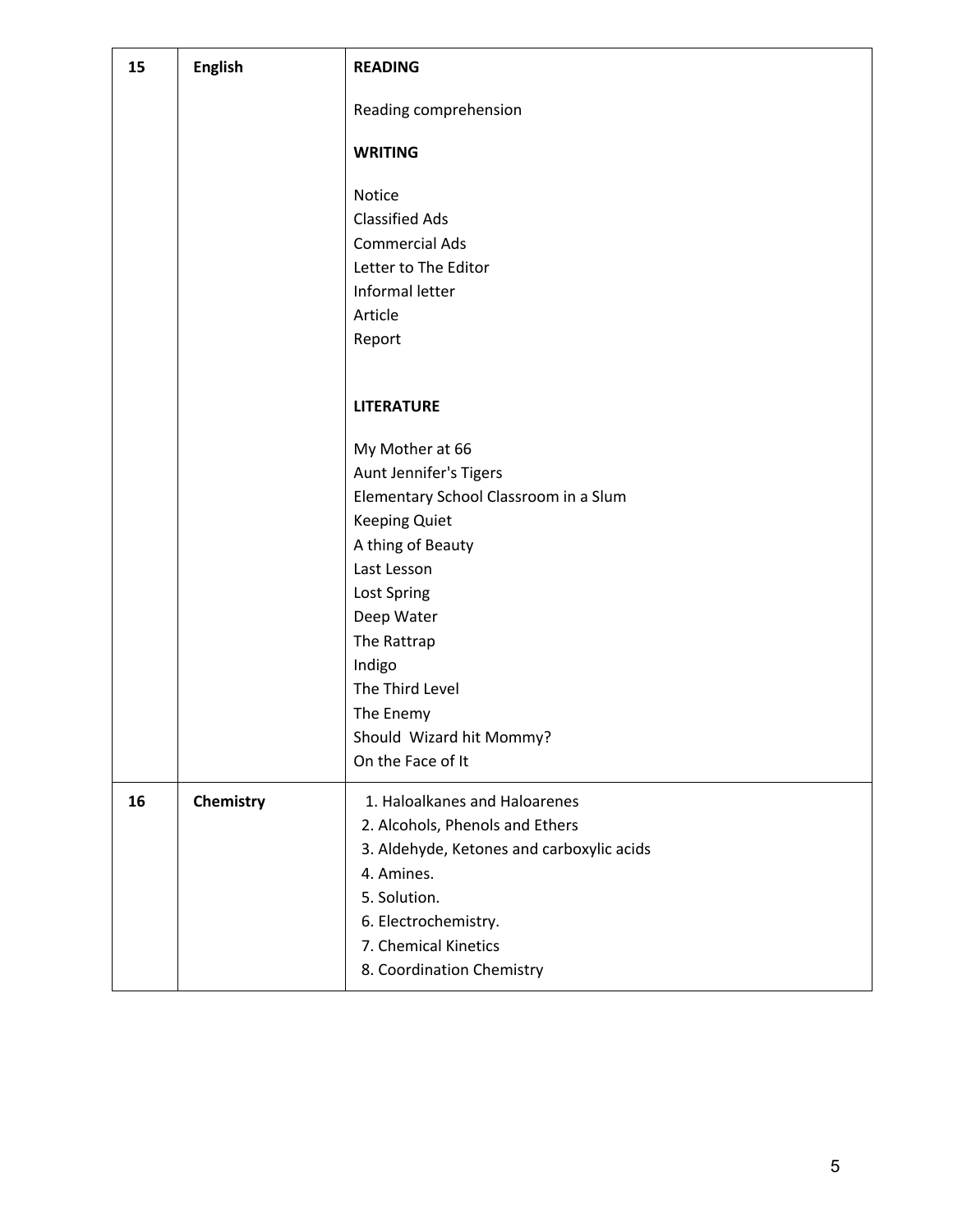| 15 | English | **READING**<br><br>Reading comprehension<br><br>**WRITING**<br><br>Notice<br>Classified Ads<br>Commercial Ads<br>Letter to The Editor<br>Informal letter<br>Article<br>Report<br><br>**LITERATURE**<br><br>My Mother at 66<br>Aunt Jennifer's Tigers<br>Elementary School Classroom in a Slum<br>Keeping Quiet<br>A thing of Beauty<br>Last Lesson<br>Lost Spring<br>Deep Water<br>The Rattrap<br>Indigo<br>The Third Level<br>The Enemy<br>Should Wizard hit Mommy?<br>On the Face of It |
|---|---|---|
| 16 | Chemistry | 1. Haloalkanes and Haloarenes<br>2. Alcohols, Phenols and Ethers<br>3. Aldehyde, Ketones and carboxylic acids<br>4. Amines.<br>5. Solution.<br>6. Electrochemistry.<br>7. Chemical Kinetics<br>8. Coordination Chemistry |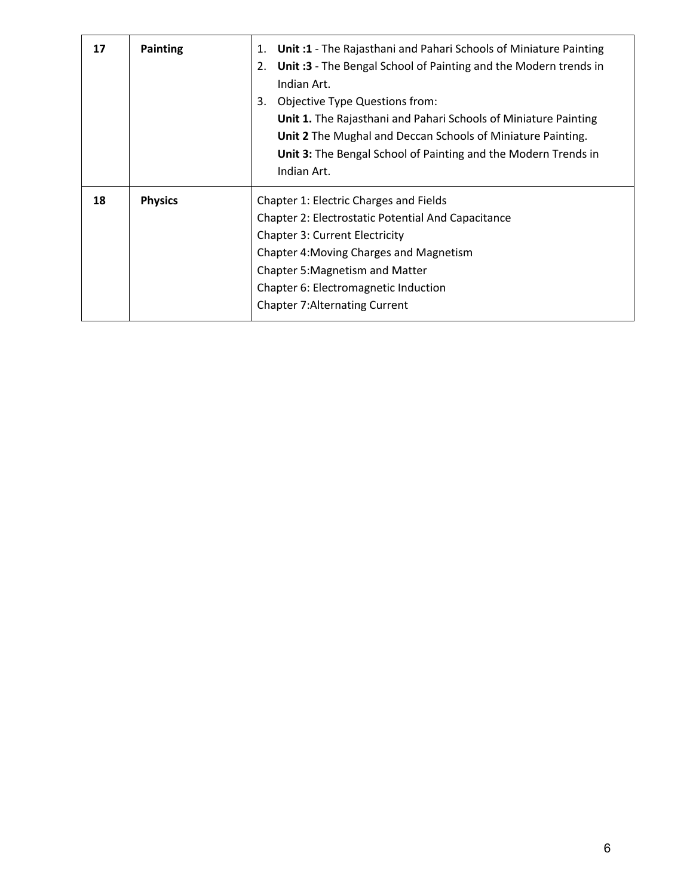| | | |
|---|---|---|
| **17** | **Painting** | 1. **Unit :1** - The Rajasthani and Pahari Schools of Miniature Painting<br>2. **Unit :3** - The Bengal School of Painting and the Modern trends in Indian Art.<br>3. Objective Type Questions from:<br>**Unit 1.** The Rajasthani and Pahari Schools of Miniature Painting<br>**Unit 2** The Mughal and Deccan Schools of Miniature Painting.<br>**Unit 3:** The Bengal School of Painting and the Modern Trends in Indian Art. |
| **18** | **Physics** | Chapter 1: Electric Charges and Fields<br>Chapter 2: Electrostatic Potential And Capacitance<br>Chapter 3: Current Electricity<br>Chapter 4:Moving Charges and Magnetism<br>Chapter 5:Magnetism and Matter<br>Chapter 6: Electromagnetic Induction<br>Chapter 7:Alternating Current |